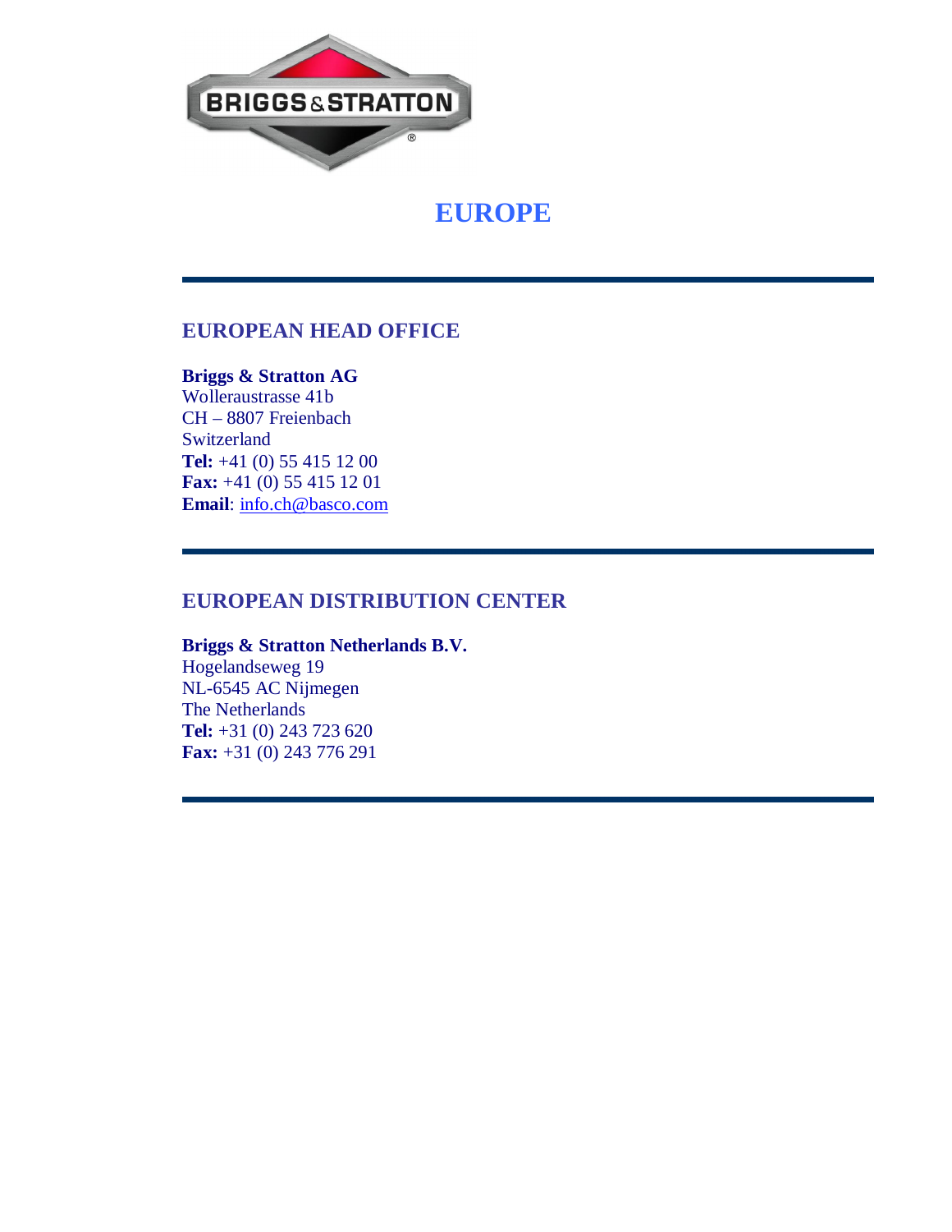# EUROPE

---

## EUROPEAN HEAD OFFICE

**Briggs & Stratton AG**
Wolleraustrasse 41b
CH – 8807 Freienbach
Switzerland
**Tel:** +41 (0) 55 415 12 00
**Fax:** +41 (0) 55 415 12 01
**Email**: info.ch@basco.com

---

## EUROPEAN DISTRIBUTION CENTER

**Briggs & Stratton Netherlands B.V.**
Hogelandseweg 19
NL-6545 AC Nijmegen
The Netherlands
**Tel:** +31 (0) 243 723 620
**Fax:** +31 (0) 243 776 291

---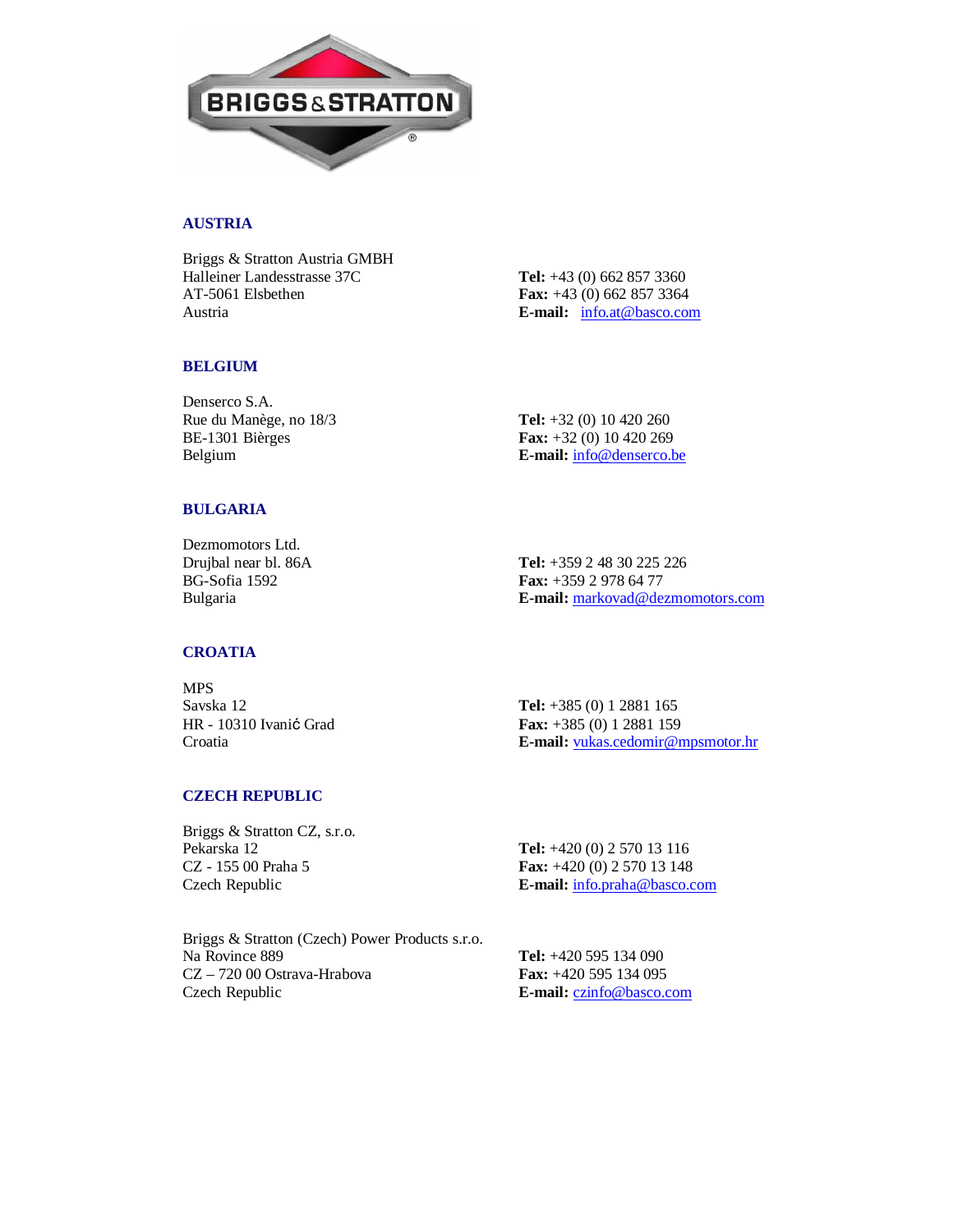## AUSTRIA

Briggs & Stratton Austria GMBH
Halleiner Landesstrasse 37C
AT-5061 Elsbethen
Austria

**Tel:** +43 (0) 662 857 3360
**Fax:** +43 (0) 662 857 3364
**E-mail:** info.at@basco.com

## BELGIUM

Denserco S.A.
Rue du Manège, no 18/3
BE-1301 Bièrges
Belgium

**Tel:** +32 (0) 10 420 260
**Fax:** +32 (0) 10 420 269
**E-mail:** info@denserco.be

## BULGARIA

Dezmomotors Ltd.
Drujbal near bl. 86A
BG-Sofia 1592
Bulgaria

**Tel:** +359 2 48 30 225 226
**Fax:** +359 2 978 64 77
**E-mail:** markovad@dezmomotors.com

## CROATIA

MPS
Savska 12
HR - 10310 Ivanić Grad
Croatia

**Tel:** +385 (0) 1 2881 165
**Fax:** +385 (0) 1 2881 159
**E-mail:** vukas.cedomir@mpsmotor.hr

## CZECH REPUBLIC

Briggs & Stratton CZ, s.r.o.
Pekarska 12
CZ - 155 00 Praha 5
Czech Republic

**Tel:** +420 (0) 2 570 13 116
**Fax:** +420 (0) 2 570 13 148
**E-mail:** info.praha@basco.com

Briggs & Stratton (Czech) Power Products s.r.o.
Na Rovince 889
CZ – 720 00 Ostrava-Hrabova
Czech Republic

**Tel:** +420 595 134 090
**Fax:** +420 595 134 095
**E-mail:** czinfo@basco.com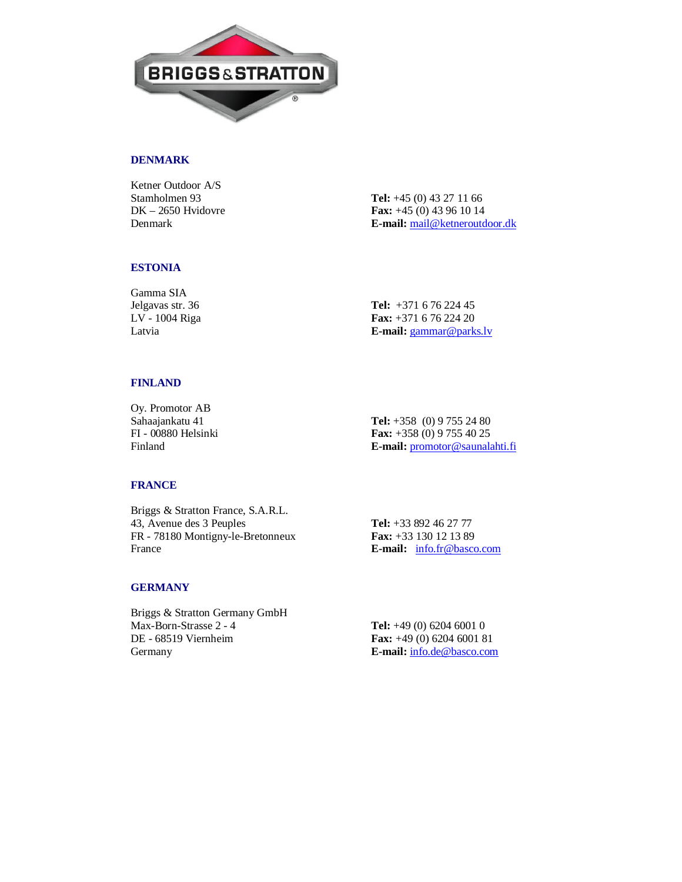BRIGGS & STRATTON

## DENMARK

Ketner Outdoor A/S
Stamholmen 93
DK – 2650 Hvidovre
Denmark

**Tel:** +45 (0) 43 27 11 66
**Fax:** +45 (0) 43 96 10 14
**E-mail:** mail@ketneroutdoor.dk

## ESTONIA

Gamma SIA
Jelgavas str. 36
LV - 1004 Riga
Latvia

**Tel:** +371 6 76 224 45
**Fax:** +371 6 76 224 20
**E-mail:** gammar@parks.lv

## FINLAND

Oy. Promotor AB
Sahaajankatu 41
FI - 00880 Helsinki
Finland

**Tel:** +358 (0) 9 755 24 80
**Fax:** +358 (0) 9 755 40 25
**E-mail:** promotor@saunalahti.fi

## FRANCE

Briggs & Stratton France, S.A.R.L.
43, Avenue des 3 Peuples
FR - 78180 Montigny-le-Bretonneux
France

**Tel:** +33 892 46 27 77
**Fax:** +33 130 12 13 89
**E-mail:** info.fr@basco.com

## GERMANY

Briggs & Stratton Germany GmbH
Max-Born-Strasse 2 - 4
DE - 68519 Viernheim
Germany

**Tel:** +49 (0) 6204 6001 0
**Fax:** +49 (0) 6204 6001 81
**E-mail:** info.de@basco.com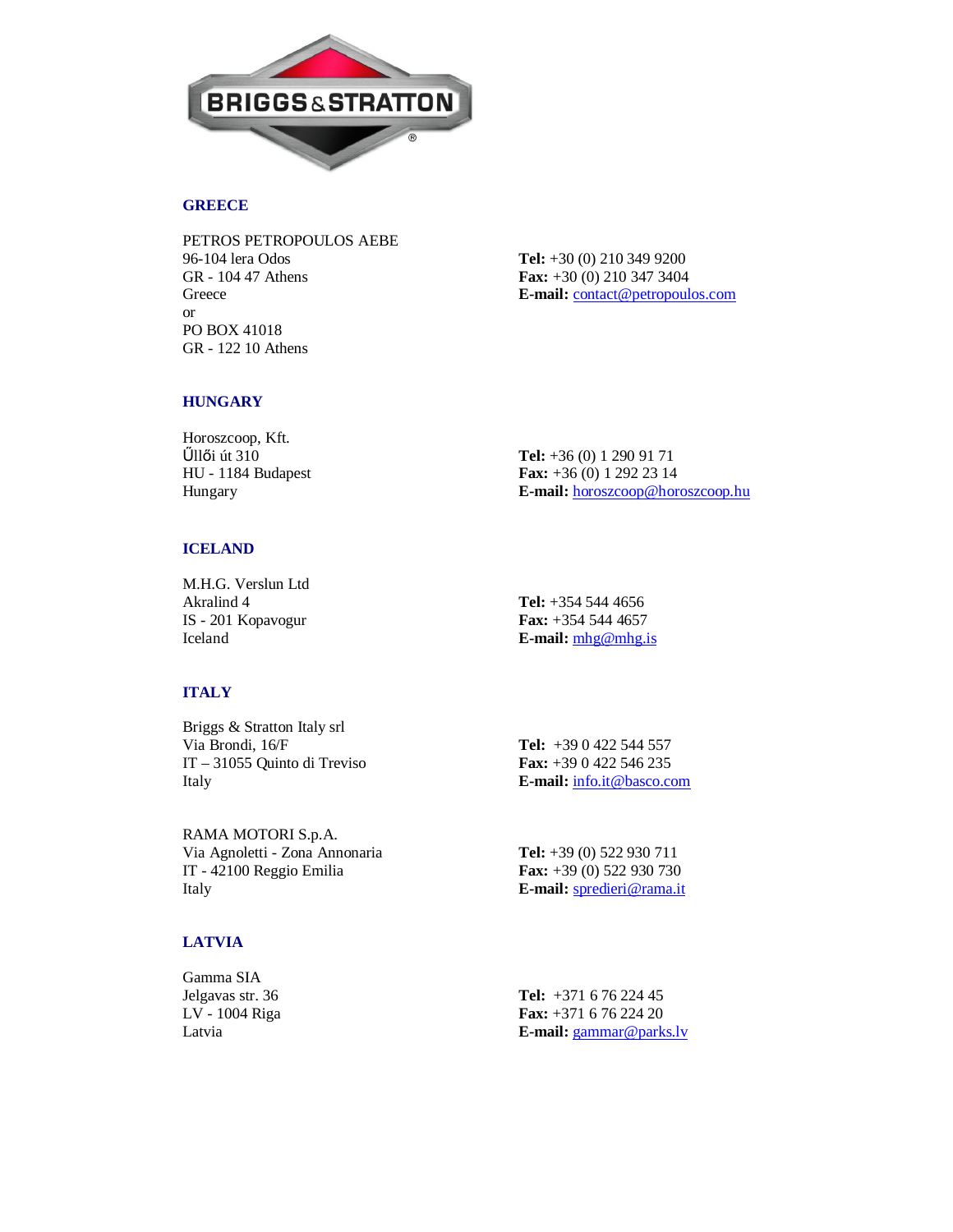BRIGGS & STRATTON

## GREECE

PETROS PETROPOULOS AEBE
96-104 lera Odos
GR - 104 47 Athens
Greece
or
PO BOX 41018
GR - 122 10 Athens

**Tel:** +30 (0) 210 349 9200
**Fax:** +30 (0) 210 347 3404
**E-mail:** contact@petropoulos.com

## HUNGARY

Horoszcoop, Kft.
Űllői út 310
HU - 1184 Budapest
Hungary

**Tel:** +36 (0) 1 290 91 71
**Fax:** +36 (0) 1 292 23 14
**E-mail:** horoszcoop@horoszcoop.hu

## ICELAND

M.H.G. Verslun Ltd
Akralind 4
IS - 201 Kopavogur
Iceland

**Tel:** +354 544 4656
**Fax:** +354 544 4657
**E-mail:** mhg@mhg.is

## ITALY

Briggs & Stratton Italy srl
Via Brondi, 16/F
IT – 31055 Quinto di Treviso
Italy

**Tel:** +39 0 422 544 557
**Fax:** +39 0 422 546 235
**E-mail:** info.it@basco.com

RAMA MOTORI S.p.A.
Via Agnoletti - Zona Annonaria
IT - 42100 Reggio Emilia
Italy

**Tel:** +39 (0) 522 930 711
**Fax:** +39 (0) 522 930 730
**E-mail:** spredieri@rama.it

## LATVIA

Gamma SIA
Jelgavas str. 36
LV - 1004 Riga
Latvia

**Tel:** +371 6 76 224 45
**Fax:** +371 6 76 224 20
**E-mail:** gammar@parks.lv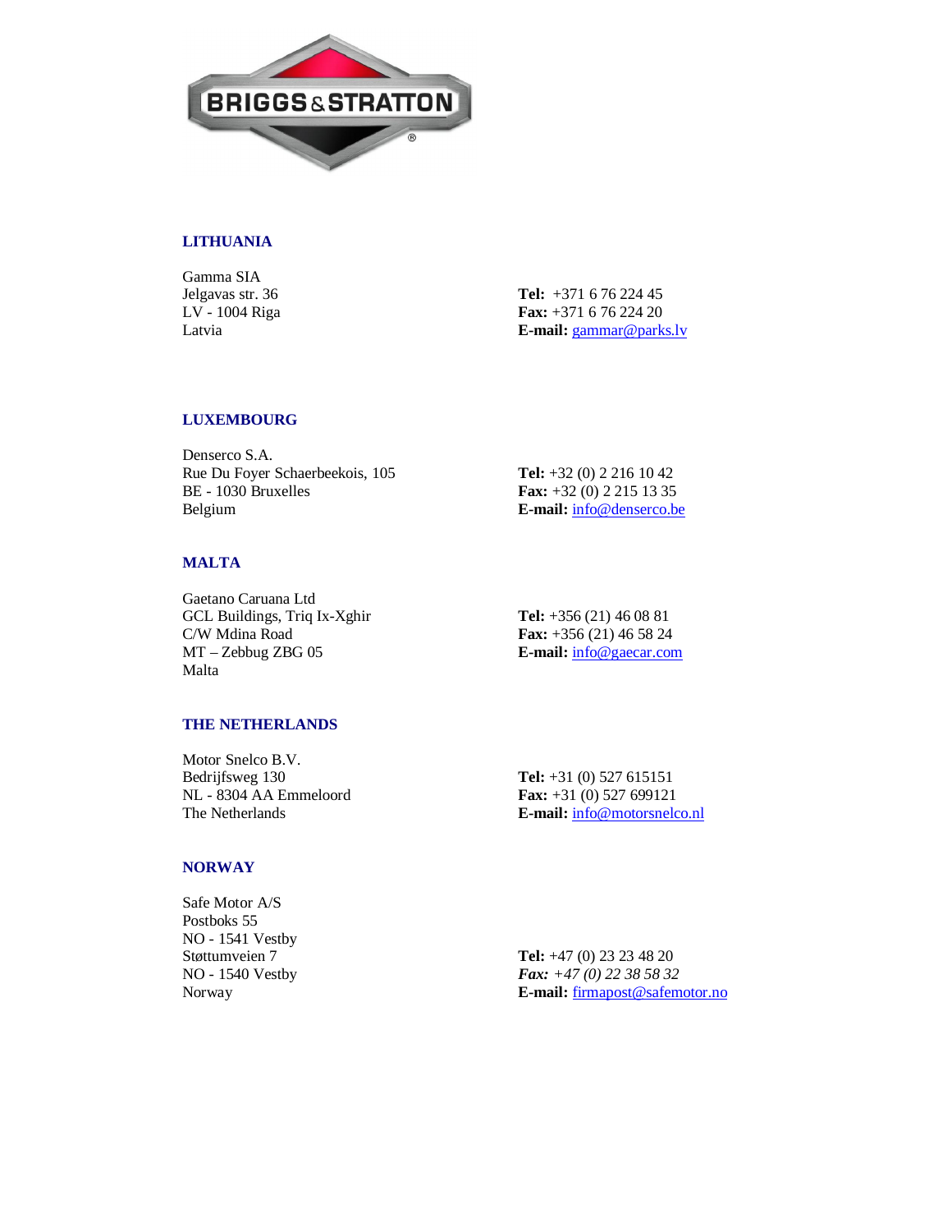## LITHUANIA

Gamma SIA
Jelgavas str. 36
LV - 1004 Riga
Latvia

**Tel:** +371 6 76 224 45
**Fax:** +371 6 76 224 20
**E-mail:** gammar@parks.lv

## LUXEMBOURG

Denserco S.A.
Rue Du Foyer Schaerbeekois, 105
BE - 1030 Bruxelles
Belgium

**Tel:** +32 (0) 2 216 10 42
**Fax:** +32 (0) 2 215 13 35
**E-mail:** info@denserco.be

## MALTA

Gaetano Caruana Ltd
GCL Buildings, Triq Ix-Xghir
C/W Mdina Road
MT – Zebbug ZBG 05
Malta

**Tel:** +356 (21) 46 08 81
**Fax:** +356 (21) 46 58 24
**E-mail:** info@gaecar.com

## THE NETHERLANDS

Motor Snelco B.V.
Bedrijfsweg 130
NL - 8304 AA Emmeloord
The Netherlands

**Tel:** +31 (0) 527 615151
**Fax:** +31 (0) 527 699121
**E-mail:** info@motorsnelco.nl

## NORWAY

Safe Motor A/S
Postboks 55
NO - 1541 Vestby
Støttumveien 7
NO - 1540 Vestby
Norway

**Tel:** +47 (0) 23 23 48 20
***Fax:*** *+47 (0) 22 38 58 32*
**E-mail:** firmapost@safemotor.no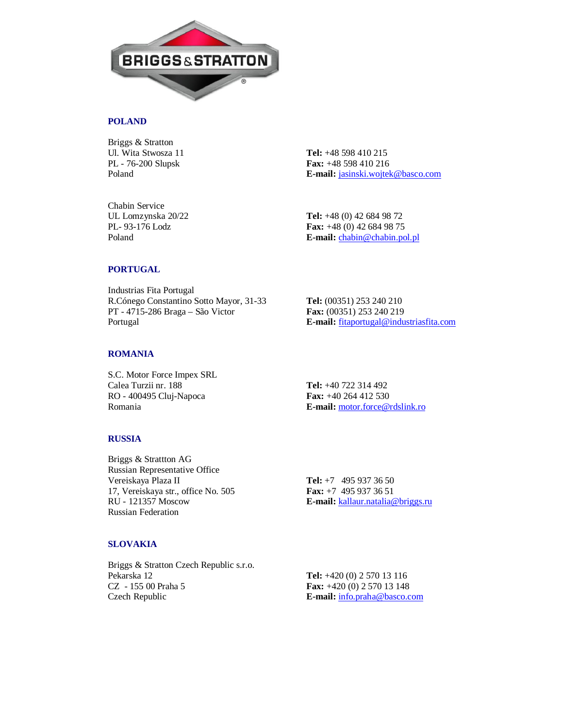## POLAND

Briggs & Stratton
Ul. Wita Stwosza 11
PL - 76-200 Slupsk
Poland

**Tel:** +48 598 410 215
**Fax:** +48 598 410 216
**E-mail:** jasinski.wojtek@basco.com

Chabin Service
UL Lomzynska 20/22
PL- 93-176 Lodz
Poland

**Tel:** +48 (0) 42 684 98 72
**Fax:** +48 (0) 42 684 98 75
**E-mail:** chabin@chabin.pol.pl

## PORTUGAL

Industrias Fita Portugal
R.Cónego Constantino Sotto Mayor, 31-33
PT - 4715-286 Braga – São Victor
Portugal

**Tel:** (00351) 253 240 210
**Fax:** (00351) 253 240 219
**E-mail:** fitaportugal@industriasfita.com

## ROMANIA

S.C. Motor Force Impex SRL
Calea Turzii nr. 188
RO - 400495 Cluj-Napoca
Romania

**Tel:** +40 722 314 492
**Fax:** +40 264 412 530
**E-mail:** motor.force@rdslink.ro

## RUSSIA

Briggs & Strattton AG
Russian Representative Office
Vereiskaya Plaza II
17, Vereiskaya str., office No. 505
RU - 121357 Moscow
Russian Federation

**Tel:** +7 495 937 36 50
**Fax:** +7 495 937 36 51
**E-mail:** kallaur.natalia@briggs.ru

## SLOVAKIA

Briggs & Stratton Czech Republic s.r.o.
Pekarska 12
CZ - 155 00 Praha 5
Czech Republic

**Tel:** +420 (0) 2 570 13 116
**Fax:** +420 (0) 2 570 13 148
**E-mail:** info.praha@basco.com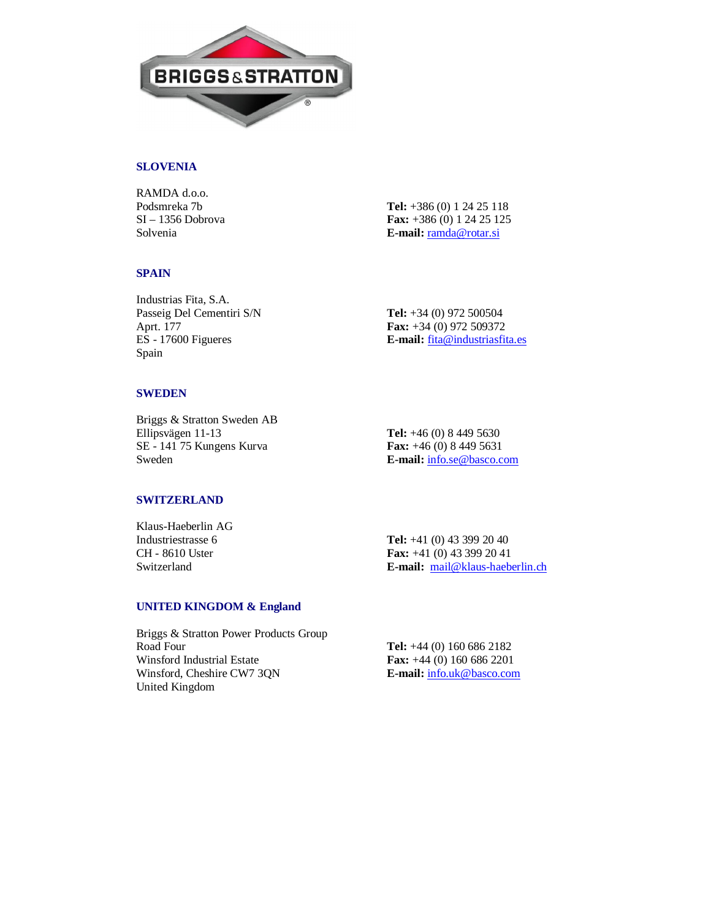## SLOVENIA

RAMDA d.o.o.
Podsmreka 7b
SI – 1356 Dobrova
Solvenia

**Tel:** +386 (0) 1 24 25 118
**Fax:** +386 (0) 1 24 25 125
**E-mail:** ramda@rotar.si

## SPAIN

Industrias Fita, S.A.
Passeig Del Cementiri S/N
Aprt. 177
ES - 17600 Figueres
Spain

**Tel:** +34 (0) 972 500504
**Fax:** +34 (0) 972 509372
**E-mail:** fita@industriasfita.es

## SWEDEN

Briggs & Stratton Sweden AB
Ellipsvägen 11-13
SE - 141 75 Kungens Kurva
Sweden

**Tel:** +46 (0) 8 449 5630
**Fax:** +46 (0) 8 449 5631
**E-mail:** info.se@basco.com

## SWITZERLAND

Klaus-Haeberlin AG
Industriestrasse 6
CH - 8610 Uster
Switzerland

**Tel:** +41 (0) 43 399 20 40
**Fax:** +41 (0) 43 399 20 41
**E-mail:** mail@klaus-haeberlin.ch

## UNITED KINGDOM & England

Briggs & Stratton Power Products Group
Road Four
Winsford Industrial Estate
Winsford, Cheshire CW7 3QN
United Kingdom

**Tel:** +44 (0) 160 686 2182
**Fax:** +44 (0) 160 686 2201
**E-mail:** info.uk@basco.com